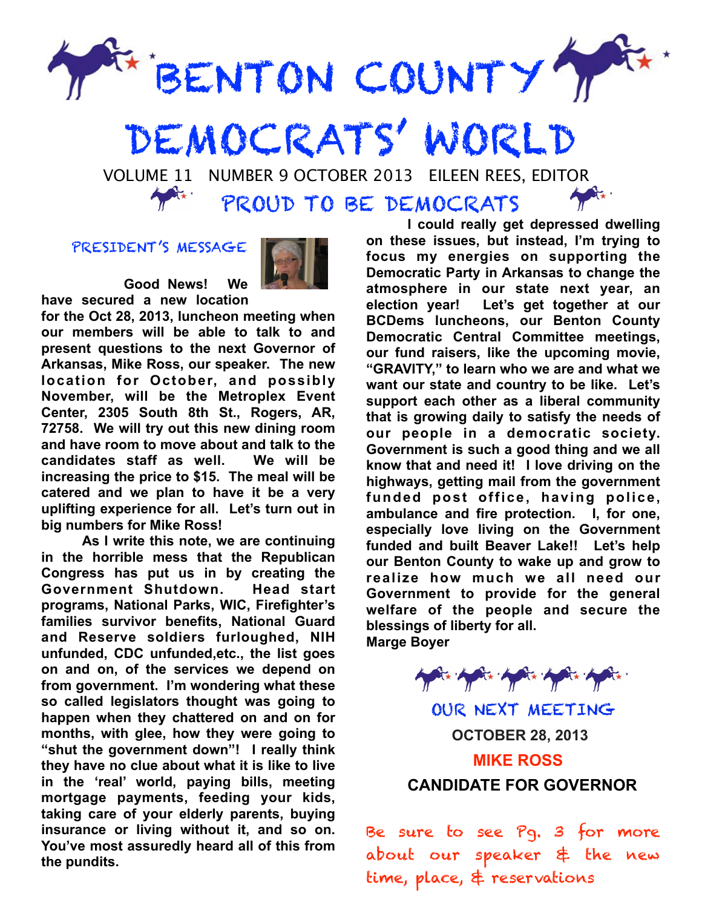# BENTON COUNTY DEMOCRATS' WORLD

VOLUME 11 NUMBER 9 OCTOBER 2013 EILEEN REES, EDITOR

## PROUD TO BE DEMOCRATS

### PRESIDENT'S MESSAGE

**Good News! We have secured a new location for the Oct 28, 2013, luncheon meeting when our members will be able to talk to and present questions to the next Governor of Arkansas, Mike Ross, our speaker. The new location for October, and possibly November, will be the Metroplex Event Center, 2305 South 8th St., Rogers, AR, 72758. We will try out this new dining room and have room to move about and talk to the candidates staff as well. We will be increasing the price to $15. The meal will be catered and we plan to have it be a very uplifting experience for all. Let's turn out in big numbers for Mike Ross!**

**As I write this note, we are continuing in the horrible mess that the Republican Congress has put us in by creating the Government Shutdown. Head start programs, National Parks, WIC, Firefighter's families survivor benefits, National Guard and Reserve soldiers furloughed, NIH unfunded, CDC unfunded,etc., the list goes on and on, of the services we depend on from government. I'm wondering what these so called legislators thought was going to happen when they chattered on and on for months, with glee, how they were going to "shut the government down"! I really think they have no clue about what it is like to live in the 'real' world, paying bills, meeting mortgage payments, feeding your kids, taking care of your elderly parents, buying insurance or living without it, and so on. You've most assuredly heard all of this from the pundits.**

**I could really get depressed dwelling on these issues, but instead, I'm trying to focus my energies on supporting the Democratic Party in Arkansas to change the atmosphere in our state next year, an election year! Let's get together at our BCDems luncheons, our Benton County Democratic Central Committee meetings, our fund raisers, like the upcoming movie, "GRAVITY," to learn who we are and what we want our state and country to be like. Let's support each other as a liberal community that is growing daily to satisfy the needs of our people in a democratic society. Government is such a good thing and we all know that and need it! I love driving on the highways, getting mail from the government funded post office, having police, ambulance and fire protection. I, for one, especially love living on the Government funded and built Beaver Lake!! Let's help our Benton County to wake up and grow to realize how much we all need our Government to provide for the general welfare of the people and secure the blessings of liberty for all.**

**Marge Boyer**

### OUR NEXT MEETING

**OCTOBER 28, 2013**

**MIKE ROSS**

**CANDIDATE FOR GOVERNOR**

Be sure to see Pg. 3 for more about our speaker & the new time, place, & reservations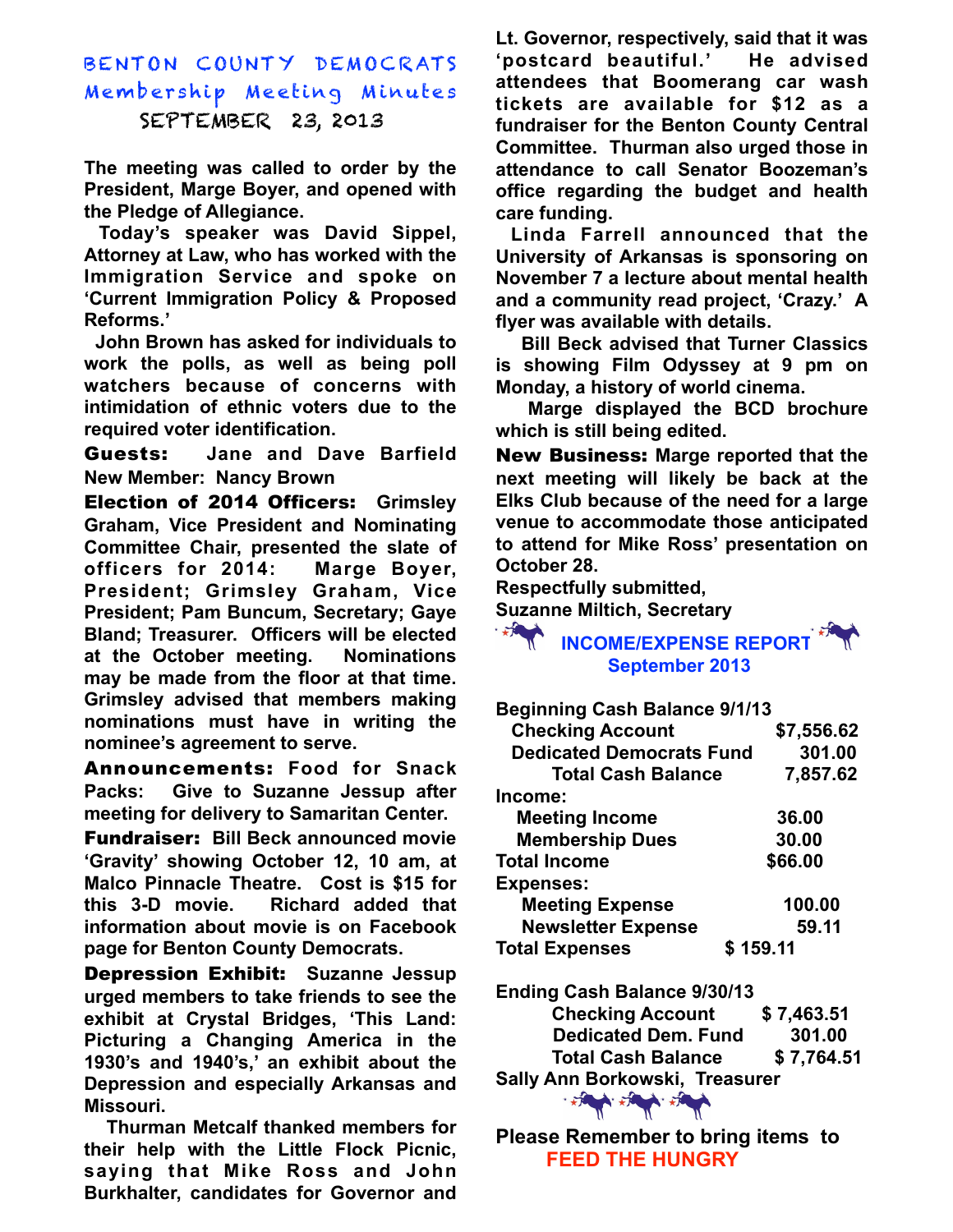# BENTON COUNTY DEMOCRATS

## Membership Meeting Minutes

### SEPTEMBER 23, 2013

The meeting was called to order by the President, Marge Boyer, and opened with the Pledge of Allegiance.

Today's speaker was David Sippel, Attorney at Law, who has worked with the Immigration Service and spoke on 'Current Immigration Policy & Proposed Reforms.'

John Brown has asked for individuals to work the polls, as well as being poll watchers because of concerns with intimidation of ethnic voters due to the required voter identification.

**Guests:** Jane and Dave Barfield
New Member: Nancy Brown

**Election of 2014 Officers:** Grimsley Graham, Vice President and Nominating Committee Chair, presented the slate of officers for 2014: Marge Boyer, President; Grimsley Graham, Vice President; Pam Buncum, Secretary; Gaye Bland; Treasurer. Officers will be elected at the October meeting. Nominations may be made from the floor at that time. Grimsley advised that members making nominations must have in writing the nominee's agreement to serve.

**Announcements:** Food for Snack Packs: Give to Suzanne Jessup after meeting for delivery to Samaritan Center.

**Fundraiser:** Bill Beck announced movie 'Gravity' showing October 12, 10 am, at Malco Pinnacle Theatre. Cost is $15 for this 3-D movie. Richard added that information about movie is on Facebook page for Benton County Democrats.

**Depression Exhibit:** Suzanne Jessup urged members to take friends to see the exhibit at Crystal Bridges, 'This Land: Picturing a Changing America in the 1930's and 1940's,' an exhibit about the Depression and especially Arkansas and Missouri.

Thurman Metcalf thanked members for their help with the Little Flock Picnic, saying that Mike Ross and John Burkhalter, candidates for Governor and Lt. Governor, respectively, said that it was 'postcard beautiful.' He advised attendees that Boomerang car wash tickets are available for $12 as a fundraiser for the Benton County Central Committee. Thurman also urged those in attendance to call Senator Boozeman's office regarding the budget and health care funding.

Linda Farrell announced that the University of Arkansas is sponsoring on November 7 a lecture about mental health and a community read project, 'Crazy.' A flyer was available with details.

Bill Beck advised that Turner Classics is showing Film Odyssey at 9 pm on Monday, a history of world cinema.

Marge displayed the BCD brochure which is still being edited.

**New Business:** Marge reported that the next meeting will likely be back at the Elks Club because of the need for a large venue to accommodate those anticipated to attend for Mike Ross' presentation on October 28.

Respectfully submitted,
Suzanne Miltich, Secretary

## INCOME/EXPENSE REPORT
### September 2013

| Item | | Amount |
|---|---|---|
| **Beginning Cash Balance 9/1/13** | | |
| Checking Account | | $7,556.62 |
| Dedicated Democrats Fund | | 301.00 |
| Total Cash Balance | | 7,857.62 |
| **Income:** | | |
| Meeting Income | | 36.00 |
| Membership Dues | | 30.00 |
| Total Income | | $66.00 |
| **Expenses:** | | |
| Meeting Expense | | 100.00 |
| Newsletter Expense | | 59.11 |
| Total Expenses | $ 159.11 | |
| **Ending Cash Balance 9/30/13** | | |
| Checking Account | | $ 7,463.51 |
| Dedicated Dem. Fund | | 301.00 |
| Total Cash Balance | | $ 7,764.51 |

Sally Ann Borkowski, Treasurer

Please Remember to bring items to
**FEED THE HUNGRY**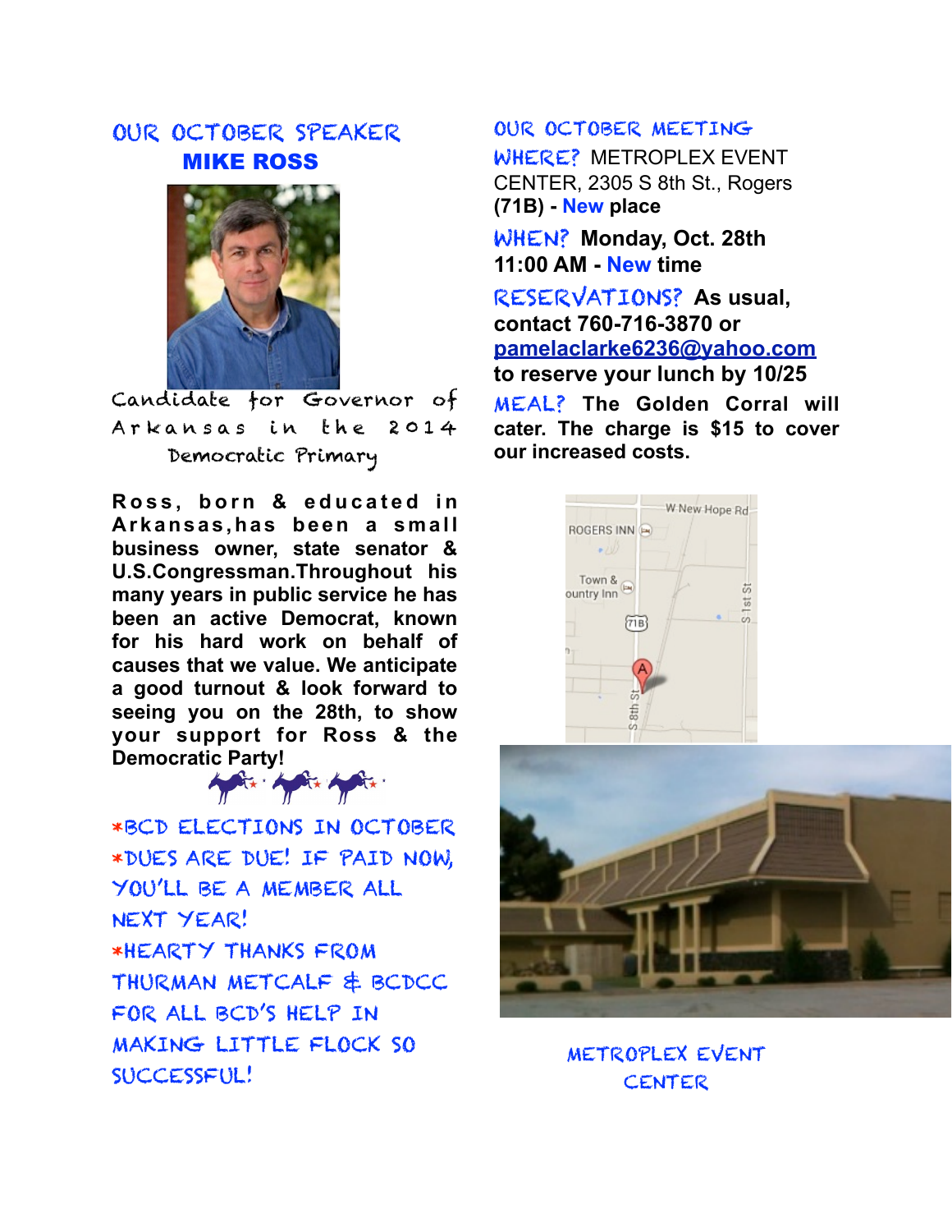## OUR OCTOBER SPEAKER

## MIKE ROSS

Candidate for Governor of Arkansas in the 2014 Democratic Primary

**Ross, born & educated in Arkansas,has been a small business owner, state senator & U.S.Congressman.Throughout his many years in public service he has been an active Democrat, known for his hard work on behalf of causes that we value. We anticipate a good turnout & look forward to seeing you on the 28th, to show your support for Ross & the Democratic Party!**

*BCD ELECTIONS IN OCTOBER

*DUES ARE DUE! IF PAID NOW, YOU'LL BE A MEMBER ALL NEXT YEAR!

*HEARTY THANKS FROM THURMAN METCALF & BCDCC FOR ALL BCD'S HELP IN MAKING LITTLE FLOCK SO SUCCESSFUL!

## OUR OCTOBER MEETING

WHERE? METROPLEX EVENT CENTER, 2305 S 8th St., Rogers **(71B) - New place**

WHEN? **Monday, Oct. 28th 11:00 AM - New time**

RESERVATIONS? **As usual, contact 760-716-3870 or pamelaclarke6236@yahoo.com to reserve your lunch by 10/25**

MEAL? **The Golden Corral will cater. The charge is $15 to cover our increased costs.**

W New Hope Rd
ROGERS INN
Town & Country Inn
71B
A
S 8th St
S 1st St

METROPLEX EVENT CENTER